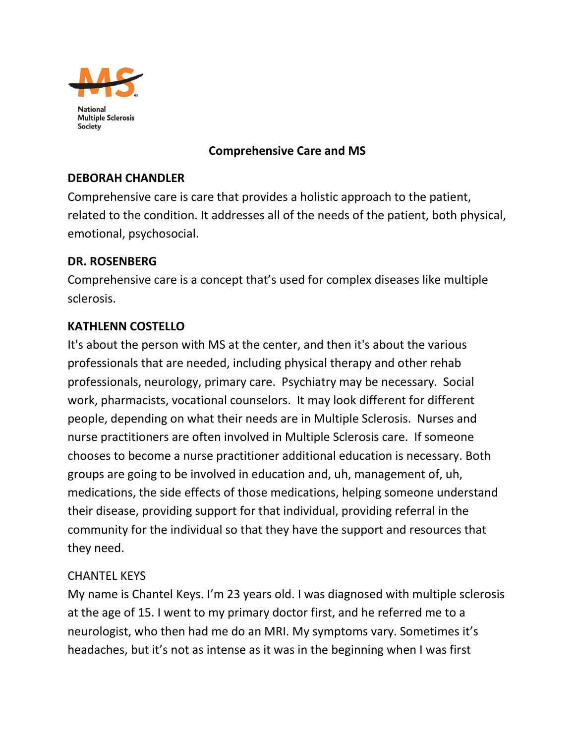National Multiple Sclerosis Society

# Comprehensive Care and MS

**DEBORAH CHANDLER**

Comprehensive care is care that provides a holistic approach to the patient, related to the condition. It addresses all of the needs of the patient, both physical, emotional, psychosocial.

**DR. ROSENBERG**

Comprehensive care is a concept that's used for complex diseases like multiple sclerosis.

**KATHLENN COSTELLO**

It's about the person with MS at the center, and then it's about the various professionals that are needed, including physical therapy and other rehab professionals, neurology, primary care. Psychiatry may be necessary. Social work, pharmacists, vocational counselors. It may look different for different people, depending on what their needs are in Multiple Sclerosis. Nurses and nurse practitioners are often involved in Multiple Sclerosis care. If someone chooses to become a nurse practitioner additional education is necessary. Both groups are going to be involved in education and, uh, management of, uh, medications, the side effects of those medications, helping someone understand their disease, providing support for that individual, providing referral in the community for the individual so that they have the support and resources that they need.

CHANTEL KEYS

My name is Chantel Keys. I'm 23 years old. I was diagnosed with multiple sclerosis at the age of 15. I went to my primary doctor first, and he referred me to a neurologist, who then had me do an MRI. My symptoms vary. Sometimes it's headaches, but it's not as intense as it was in the beginning when I was first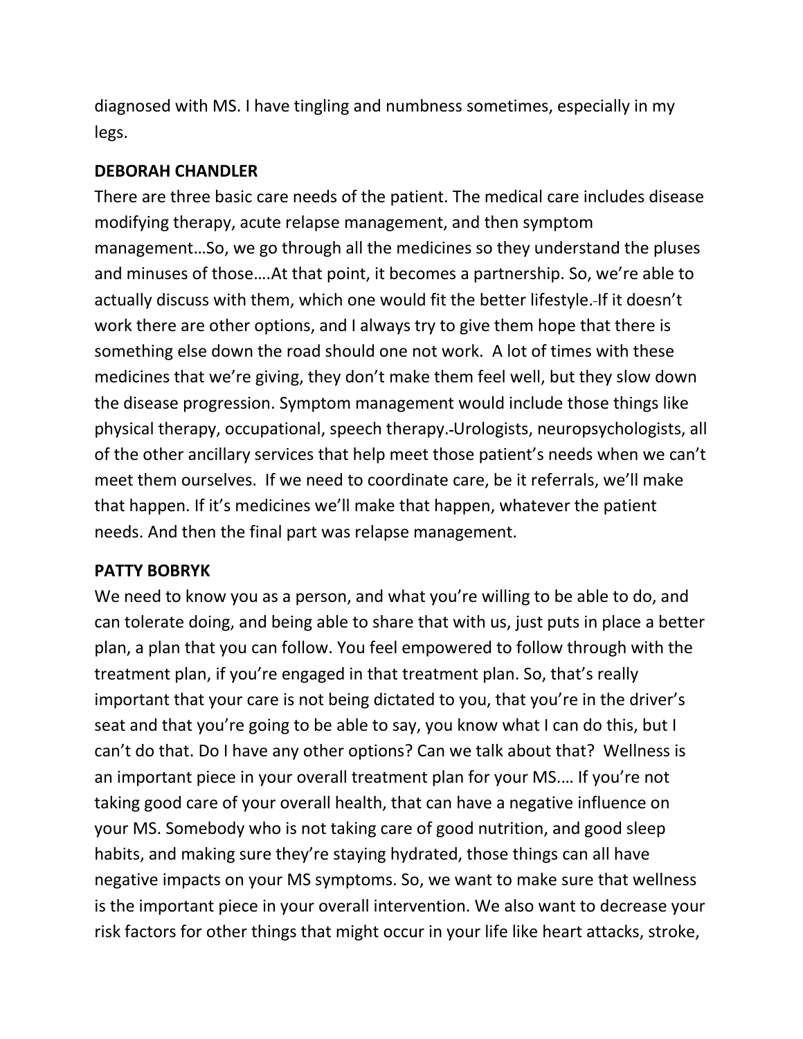diagnosed with MS. I have tingling and numbness sometimes, especially in my legs.

**DEBORAH CHANDLER**

There are three basic care needs of the patient. The medical care includes disease modifying therapy, acute relapse management, and then symptom management…So, we go through all the medicines so they understand the pluses and minuses of those….At that point, it becomes a partnership. So, we're able to actually discuss with them, which one would fit the better lifestyle. If it doesn't work there are other options, and I always try to give them hope that there is something else down the road should one not work. A lot of times with these medicines that we're giving, they don't make them feel well, but they slow down the disease progression. Symptom management would include those things like physical therapy, occupational, speech therapy. Urologists, neuropsychologists, all of the other ancillary services that help meet those patient's needs when we can't meet them ourselves. If we need to coordinate care, be it referrals, we'll make that happen. If it's medicines we'll make that happen, whatever the patient needs. And then the final part was relapse management.

**PATTY BOBRYK**

We need to know you as a person, and what you're willing to be able to do, and can tolerate doing, and being able to share that with us, just puts in place a better plan, a plan that you can follow. You feel empowered to follow through with the treatment plan, if you're engaged in that treatment plan. So, that's really important that your care is not being dictated to you, that you're in the driver's seat and that you're going to be able to say, you know what I can do this, but I can't do that. Do I have any other options? Can we talk about that? Wellness is an important piece in your overall treatment plan for your MS.… If you're not taking good care of your overall health, that can have a negative influence on your MS. Somebody who is not taking care of good nutrition, and good sleep habits, and making sure they're staying hydrated, those things can all have negative impacts on your MS symptoms. So, we want to make sure that wellness is the important piece in your overall intervention. We also want to decrease your risk factors for other things that might occur in your life like heart attacks, stroke,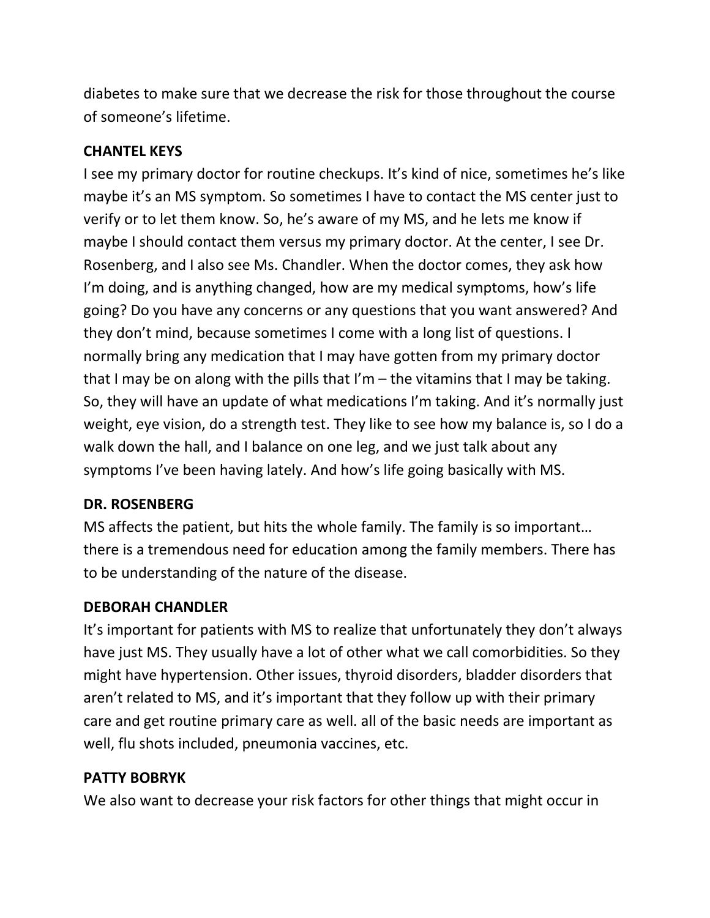diabetes to make sure that we decrease the risk for those throughout the course of someone's lifetime.

**CHANTEL KEYS**

I see my primary doctor for routine checkups. It's kind of nice, sometimes he's like maybe it's an MS symptom. So sometimes I have to contact the MS center just to verify or to let them know. So, he's aware of my MS, and he lets me know if maybe I should contact them versus my primary doctor. At the center, I see Dr. Rosenberg, and I also see Ms. Chandler. When the doctor comes, they ask how I'm doing, and is anything changed, how are my medical symptoms, how's life going? Do you have any concerns or any questions that you want answered? And they don't mind, because sometimes I come with a long list of questions. I normally bring any medication that I may have gotten from my primary doctor that I may be on along with the pills that I'm – the vitamins that I may be taking. So, they will have an update of what medications I'm taking. And it's normally just weight, eye vision, do a strength test. They like to see how my balance is, so I do a walk down the hall, and I balance on one leg, and we just talk about any symptoms I've been having lately. And how's life going basically with MS.

**DR. ROSENBERG**

MS affects the patient, but hits the whole family. The family is so important… there is a tremendous need for education among the family members. There has to be understanding of the nature of the disease.

**DEBORAH CHANDLER**

It's important for patients with MS to realize that unfortunately they don't always have just MS. They usually have a lot of other what we call comorbidities. So they might have hypertension. Other issues, thyroid disorders, bladder disorders that aren't related to MS, and it's important that they follow up with their primary care and get routine primary care as well. all of the basic needs are important as well, flu shots included, pneumonia vaccines, etc.

**PATTY BOBRYK**

We also want to decrease your risk factors for other things that might occur in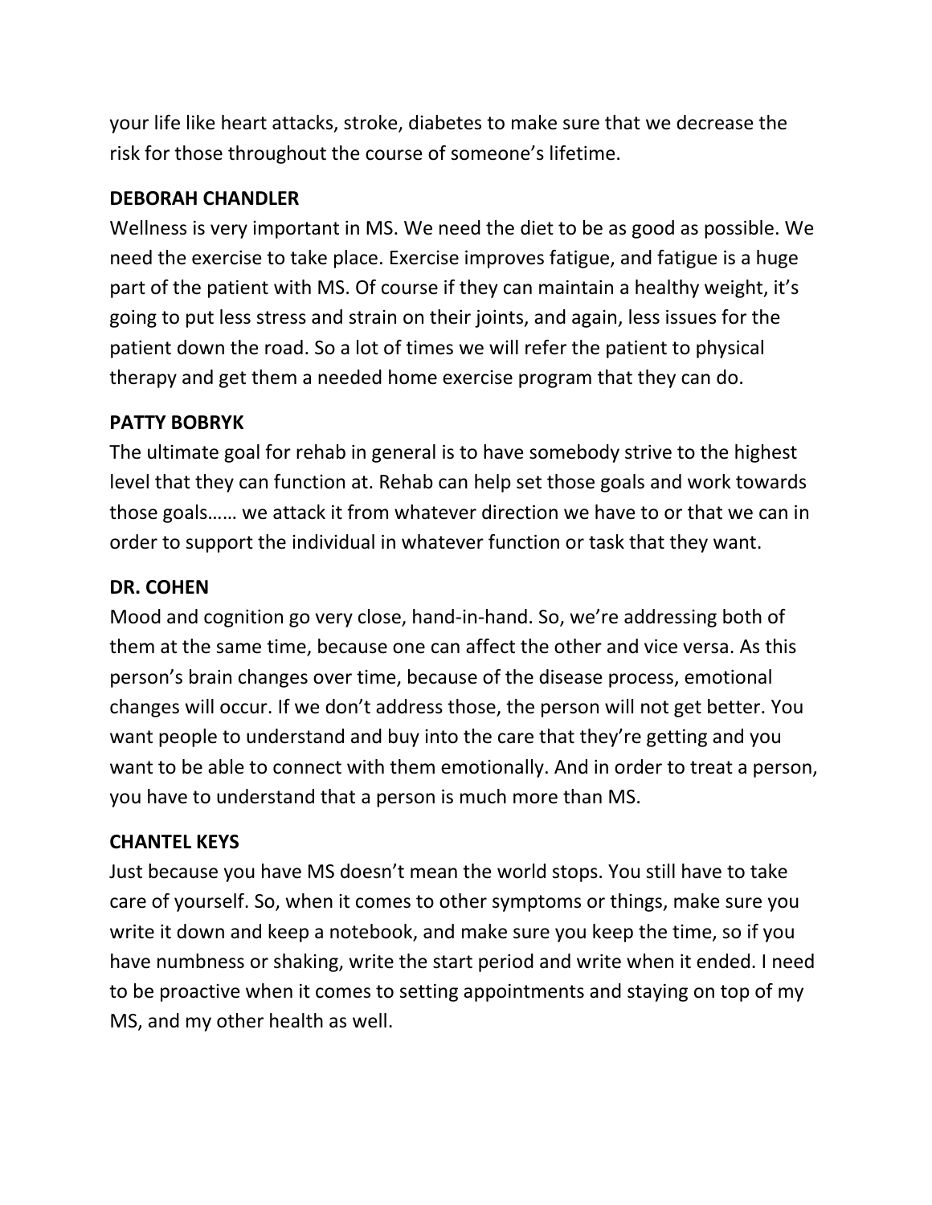your life like heart attacks, stroke, diabetes to make sure that we decrease the risk for those throughout the course of someone's lifetime.

**DEBORAH CHANDLER**

Wellness is very important in MS. We need the diet to be as good as possible. We need the exercise to take place. Exercise improves fatigue, and fatigue is a huge part of the patient with MS. Of course if they can maintain a healthy weight, it's going to put less stress and strain on their joints, and again, less issues for the patient down the road. So a lot of times we will refer the patient to physical therapy and get them a needed home exercise program that they can do.

**PATTY BOBRYK**

The ultimate goal for rehab in general is to have somebody strive to the highest level that they can function at. Rehab can help set those goals and work towards those goals…… we attack it from whatever direction we have to or that we can in order to support the individual in whatever function or task that they want.

**DR. COHEN**

Mood and cognition go very close, hand-in-hand. So, we're addressing both of them at the same time, because one can affect the other and vice versa. As this person's brain changes over time, because of the disease process, emotional changes will occur. If we don't address those, the person will not get better. You want people to understand and buy into the care that they're getting and you want to be able to connect with them emotionally. And in order to treat a person, you have to understand that a person is much more than MS.

**CHANTEL KEYS**

Just because you have MS doesn't mean the world stops. You still have to take care of yourself. So, when it comes to other symptoms or things, make sure you write it down and keep a notebook, and make sure you keep the time, so if you have numbness or shaking, write the start period and write when it ended. I need to be proactive when it comes to setting appointments and staying on top of my MS, and my other health as well.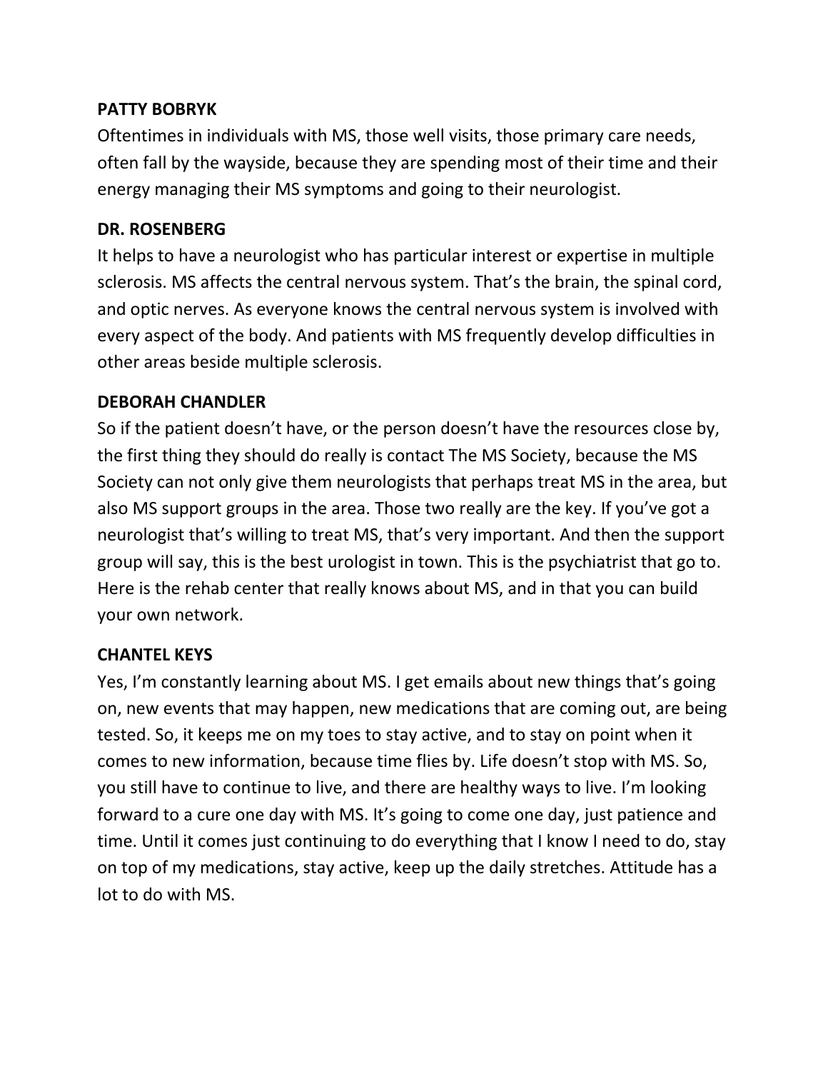**PATTY BOBRYK**

Oftentimes in individuals with MS, those well visits, those primary care needs, often fall by the wayside, because they are spending most of their time and their energy managing their MS symptoms and going to their neurologist.

**DR. ROSENBERG**

It helps to have a neurologist who has particular interest or expertise in multiple sclerosis. MS affects the central nervous system. That's the brain, the spinal cord, and optic nerves. As everyone knows the central nervous system is involved with every aspect of the body. And patients with MS frequently develop difficulties in other areas beside multiple sclerosis.

**DEBORAH CHANDLER**

So if the patient doesn't have, or the person doesn't have the resources close by, the first thing they should do really is contact The MS Society, because the MS Society can not only give them neurologists that perhaps treat MS in the area, but also MS support groups in the area. Those two really are the key. If you've got a neurologist that's willing to treat MS, that's very important. And then the support group will say, this is the best urologist in town. This is the psychiatrist that go to. Here is the rehab center that really knows about MS, and in that you can build your own network.

**CHANTEL KEYS**

Yes, I'm constantly learning about MS. I get emails about new things that's going on, new events that may happen, new medications that are coming out, are being tested. So, it keeps me on my toes to stay active, and to stay on point when it comes to new information, because time flies by. Life doesn't stop with MS. So, you still have to continue to live, and there are healthy ways to live. I'm looking forward to a cure one day with MS. It's going to come one day, just patience and time. Until it comes just continuing to do everything that I know I need to do, stay on top of my medications, stay active, keep up the daily stretches. Attitude has a lot to do with MS.